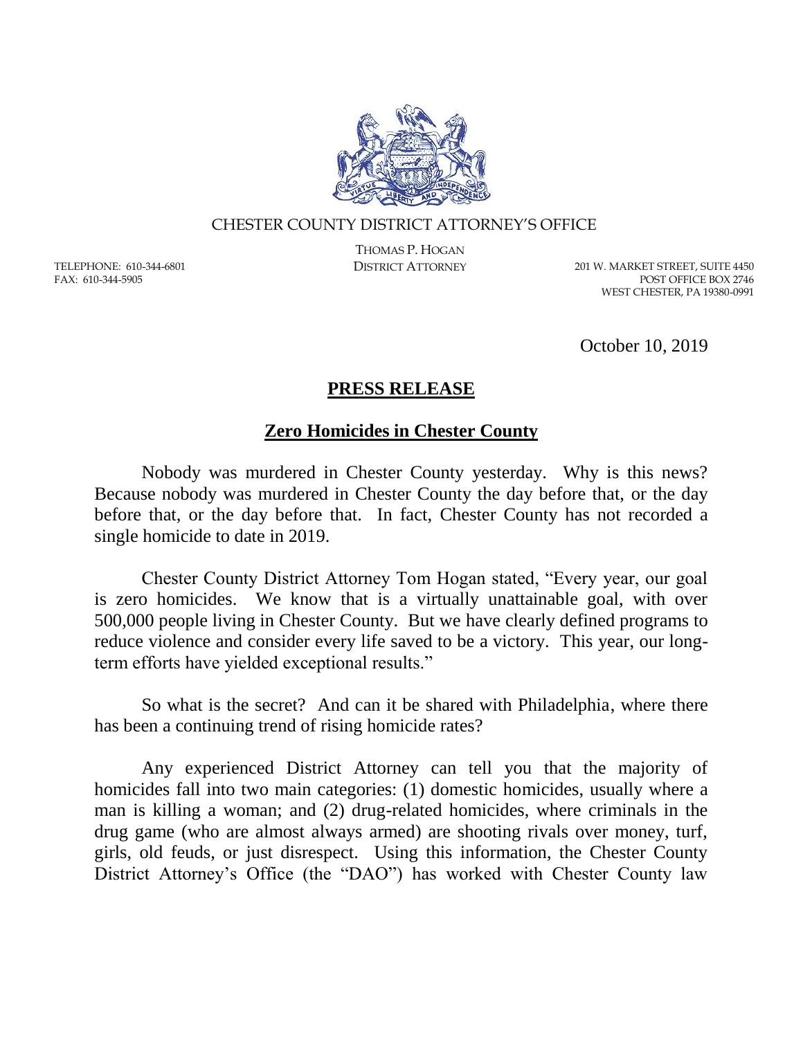CHESTER COUNTY DISTRICT ATTORNEY'S OFFICE

THOMAS P. HOGAN
DISTRICT ATTORNEY

TELEPHONE: 610-344-6801
FAX: 610-344-5905

201 W. MARKET STREET, SUITE 4450
POST OFFICE BOX 2746
WEST CHESTER, PA 19380-0991

October 10, 2019

## **PRESS RELEASE**

## **Zero Homicides in Chester County**

Nobody was murdered in Chester County yesterday. Why is this news? Because nobody was murdered in Chester County the day before that, or the day before that, or the day before that. In fact, Chester County has not recorded a single homicide to date in 2019.

Chester County District Attorney Tom Hogan stated, "Every year, our goal is zero homicides. We know that is a virtually unattainable goal, with over 500,000 people living in Chester County. But we have clearly defined programs to reduce violence and consider every life saved to be a victory. This year, our long-term efforts have yielded exceptional results."

So what is the secret? And can it be shared with Philadelphia, where there has been a continuing trend of rising homicide rates?

Any experienced District Attorney can tell you that the majority of homicides fall into two main categories: (1) domestic homicides, usually where a man is killing a woman; and (2) drug-related homicides, where criminals in the drug game (who are almost always armed) are shooting rivals over money, turf, girls, old feuds, or just disrespect. Using this information, the Chester County District Attorney's Office (the "DAO") has worked with Chester County law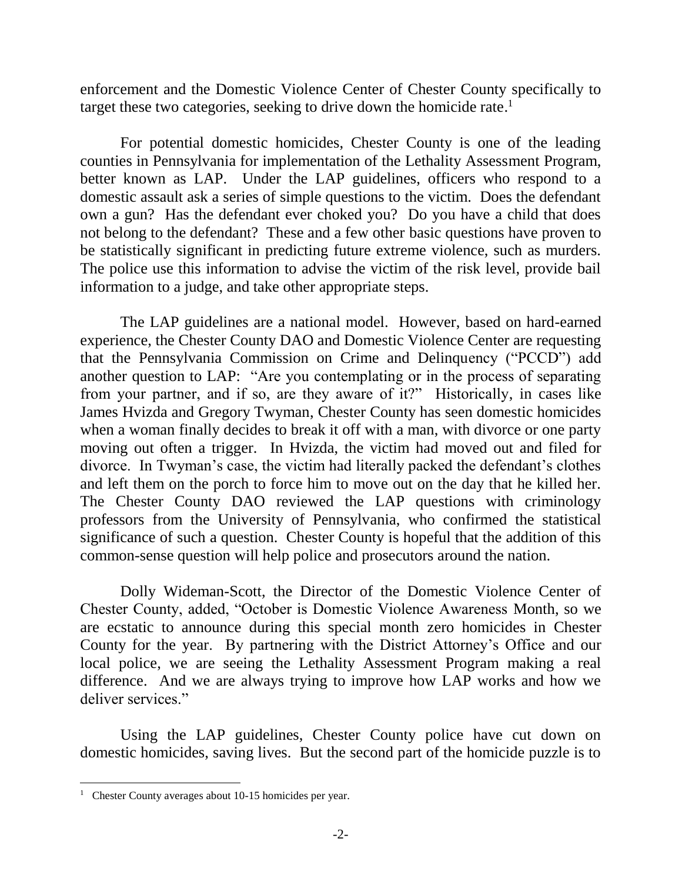enforcement and the Domestic Violence Center of Chester County specifically to target these two categories, seeking to drive down the homicide rate.[1]

For potential domestic homicides, Chester County is one of the leading counties in Pennsylvania for implementation of the Lethality Assessment Program, better known as LAP. Under the LAP guidelines, officers who respond to a domestic assault ask a series of simple questions to the victim. Does the defendant own a gun? Has the defendant ever choked you? Do you have a child that does not belong to the defendant? These and a few other basic questions have proven to be statistically significant in predicting future extreme violence, such as murders. The police use this information to advise the victim of the risk level, provide bail information to a judge, and take other appropriate steps.

The LAP guidelines are a national model. However, based on hard-earned experience, the Chester County DAO and Domestic Violence Center are requesting that the Pennsylvania Commission on Crime and Delinquency ("PCCD") add another question to LAP: "Are you contemplating or in the process of separating from your partner, and if so, are they aware of it?" Historically, in cases like James Hvizda and Gregory Twyman, Chester County has seen domestic homicides when a woman finally decides to break it off with a man, with divorce or one party moving out often a trigger. In Hvizda, the victim had moved out and filed for divorce. In Twyman's case, the victim had literally packed the defendant's clothes and left them on the porch to force him to move out on the day that he killed her. The Chester County DAO reviewed the LAP questions with criminology professors from the University of Pennsylvania, who confirmed the statistical significance of such a question. Chester County is hopeful that the addition of this common-sense question will help police and prosecutors around the nation.

Dolly Wideman-Scott, the Director of the Domestic Violence Center of Chester County, added, "October is Domestic Violence Awareness Month, so we are ecstatic to announce during this special month zero homicides in Chester County for the year. By partnering with the District Attorney's Office and our local police, we are seeing the Lethality Assessment Program making a real difference. And we are always trying to improve how LAP works and how we deliver services."

Using the LAP guidelines, Chester County police have cut down on domestic homicides, saving lives. But the second part of the homicide puzzle is to

---

[1] Chester County averages about 10-15 homicides per year.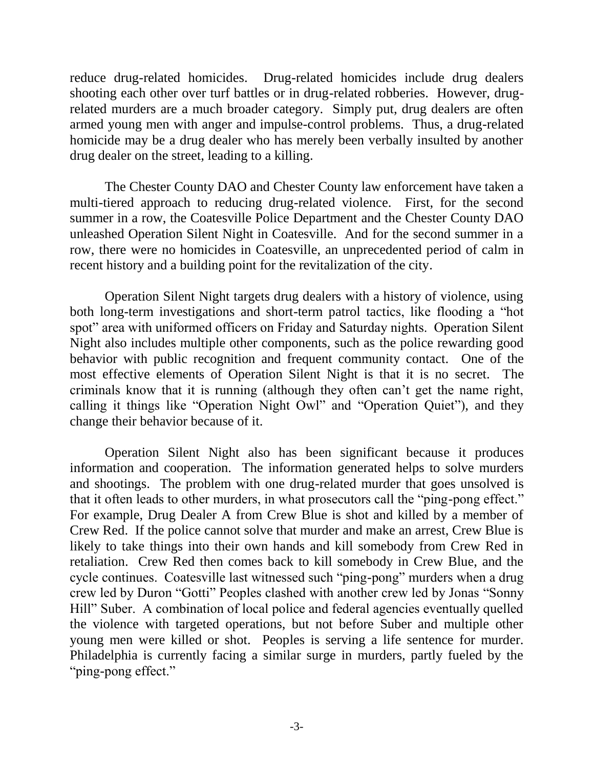reduce drug-related homicides. Drug-related homicides include drug dealers shooting each other over turf battles or in drug-related robberies. However, drug-related murders are a much broader category. Simply put, drug dealers are often armed young men with anger and impulse-control problems. Thus, a drug-related homicide may be a drug dealer who has merely been verbally insulted by another drug dealer on the street, leading to a killing.

The Chester County DAO and Chester County law enforcement have taken a multi-tiered approach to reducing drug-related violence. First, for the second summer in a row, the Coatesville Police Department and the Chester County DAO unleashed Operation Silent Night in Coatesville. And for the second summer in a row, there were no homicides in Coatesville, an unprecedented period of calm in recent history and a building point for the revitalization of the city.

Operation Silent Night targets drug dealers with a history of violence, using both long-term investigations and short-term patrol tactics, like flooding a "hot spot" area with uniformed officers on Friday and Saturday nights. Operation Silent Night also includes multiple other components, such as the police rewarding good behavior with public recognition and frequent community contact. One of the most effective elements of Operation Silent Night is that it is no secret. The criminals know that it is running (although they often can't get the name right, calling it things like "Operation Night Owl" and "Operation Quiet"), and they change their behavior because of it.

Operation Silent Night also has been significant because it produces information and cooperation. The information generated helps to solve murders and shootings. The problem with one drug-related murder that goes unsolved is that it often leads to other murders, in what prosecutors call the "ping-pong effect." For example, Drug Dealer A from Crew Blue is shot and killed by a member of Crew Red. If the police cannot solve that murder and make an arrest, Crew Blue is likely to take things into their own hands and kill somebody from Crew Red in retaliation. Crew Red then comes back to kill somebody in Crew Blue, and the cycle continues. Coatesville last witnessed such "ping-pong" murders when a drug crew led by Duron "Gotti" Peoples clashed with another crew led by Jonas "Sonny Hill" Suber. A combination of local police and federal agencies eventually quelled the violence with targeted operations, but not before Suber and multiple other young men were killed or shot. Peoples is serving a life sentence for murder. Philadelphia is currently facing a similar surge in murders, partly fueled by the "ping-pong effect."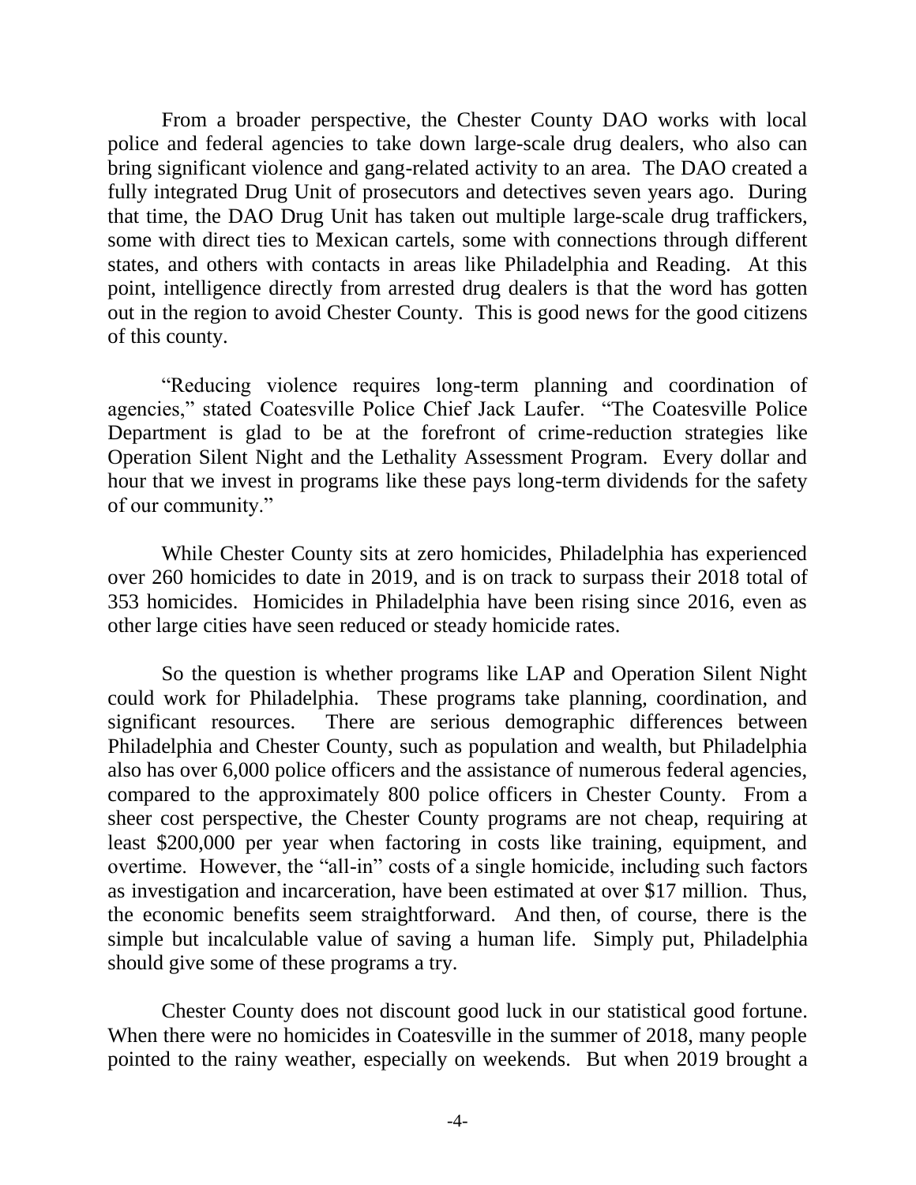From a broader perspective, the Chester County DAO works with local police and federal agencies to take down large-scale drug dealers, who also can bring significant violence and gang-related activity to an area. The DAO created a fully integrated Drug Unit of prosecutors and detectives seven years ago. During that time, the DAO Drug Unit has taken out multiple large-scale drug traffickers, some with direct ties to Mexican cartels, some with connections through different states, and others with contacts in areas like Philadelphia and Reading. At this point, intelligence directly from arrested drug dealers is that the word has gotten out in the region to avoid Chester County. This is good news for the good citizens of this county.

"Reducing violence requires long-term planning and coordination of agencies," stated Coatesville Police Chief Jack Laufer. "The Coatesville Police Department is glad to be at the forefront of crime-reduction strategies like Operation Silent Night and the Lethality Assessment Program. Every dollar and hour that we invest in programs like these pays long-term dividends for the safety of our community."

While Chester County sits at zero homicides, Philadelphia has experienced over 260 homicides to date in 2019, and is on track to surpass their 2018 total of 353 homicides. Homicides in Philadelphia have been rising since 2016, even as other large cities have seen reduced or steady homicide rates.

So the question is whether programs like LAP and Operation Silent Night could work for Philadelphia. These programs take planning, coordination, and significant resources. There are serious demographic differences between Philadelphia and Chester County, such as population and wealth, but Philadelphia also has over 6,000 police officers and the assistance of numerous federal agencies, compared to the approximately 800 police officers in Chester County. From a sheer cost perspective, the Chester County programs are not cheap, requiring at least $200,000 per year when factoring in costs like training, equipment, and overtime. However, the "all-in" costs of a single homicide, including such factors as investigation and incarceration, have been estimated at over $17 million. Thus, the economic benefits seem straightforward. And then, of course, there is the simple but incalculable value of saving a human life. Simply put, Philadelphia should give some of these programs a try.

Chester County does not discount good luck in our statistical good fortune. When there were no homicides in Coatesville in the summer of 2018, many people pointed to the rainy weather, especially on weekends. But when 2019 brought a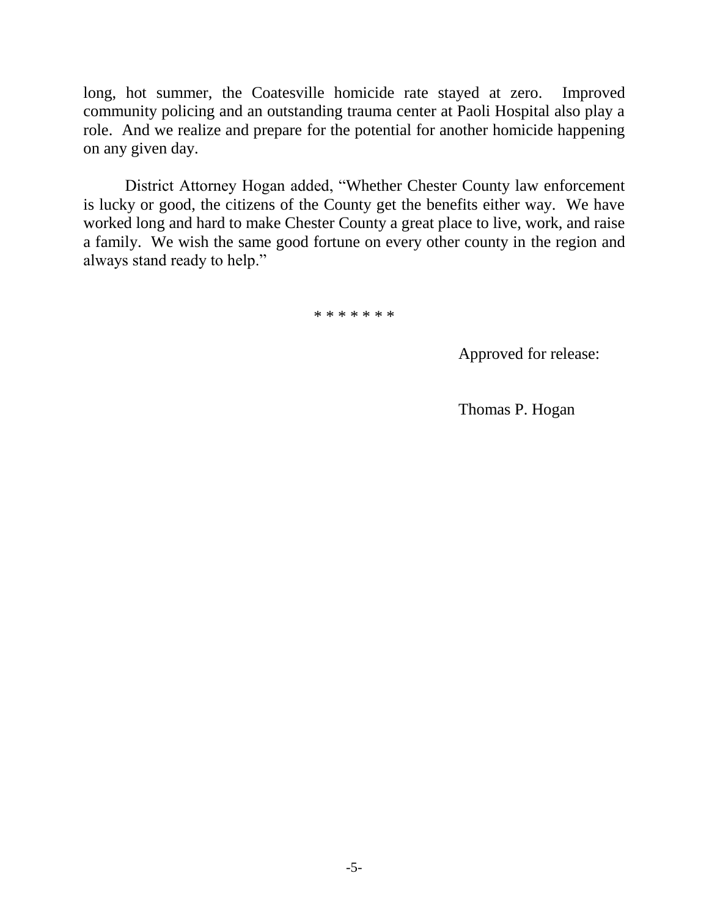long, hot summer, the Coatesville homicide rate stayed at zero. Improved community policing and an outstanding trauma center at Paoli Hospital also play a role. And we realize and prepare for the potential for another homicide happening on any given day.

District Attorney Hogan added, "Whether Chester County law enforcement is lucky or good, the citizens of the County get the benefits either way. We have worked long and hard to make Chester County a great place to live, work, and raise a family. We wish the same good fortune on every other county in the region and always stand ready to help."

* * * * * * *

Approved for release:

Thomas P. Hogan